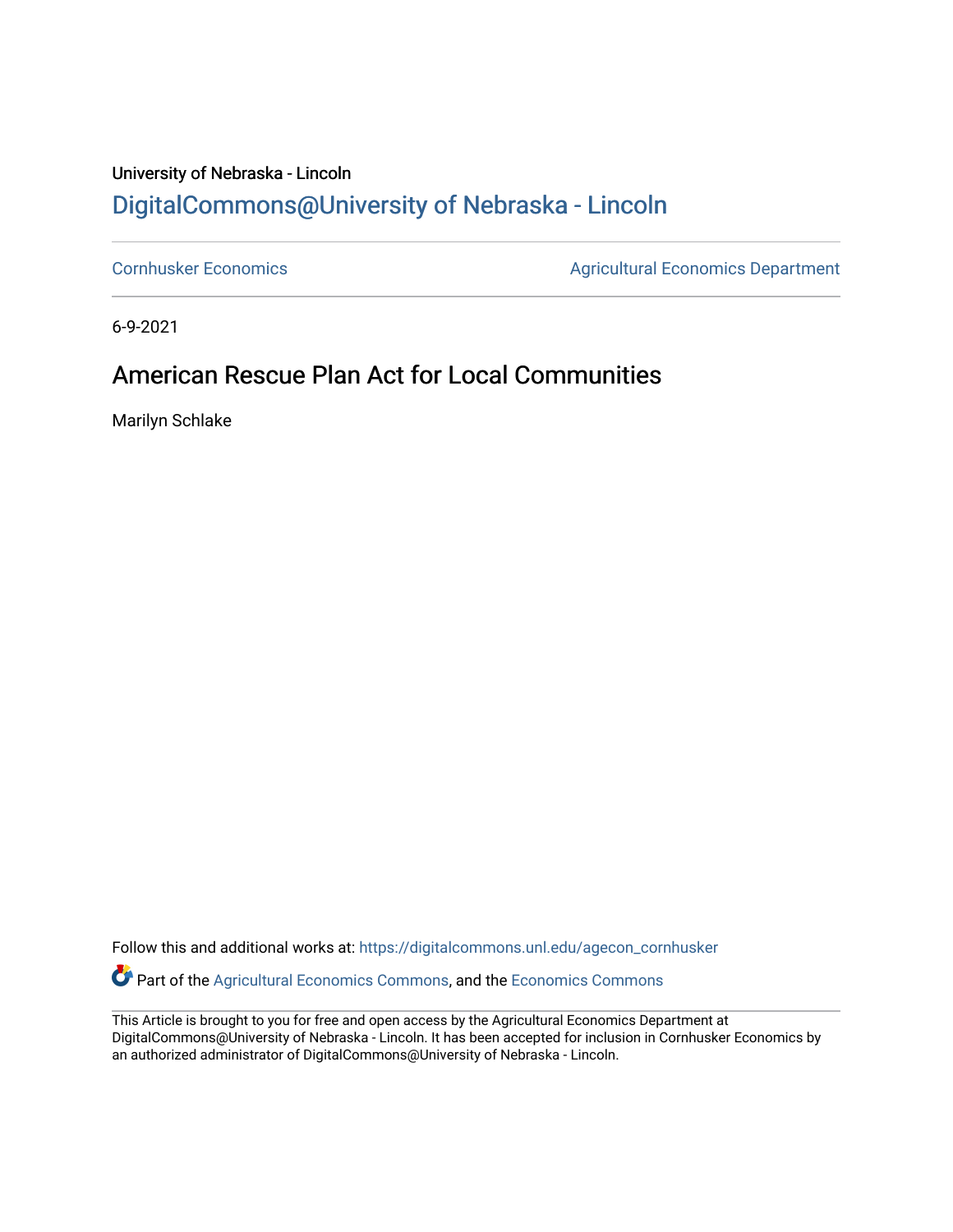University of Nebraska - Lincoln

## DigitalCommons@University of Nebraska - Lincoln

Cornhusker Economics | Agricultural Economics Department

6-9-2021

# American Rescue Plan Act for Local Communities

Marilyn Schlake

Follow this and additional works at: https://digitalcommons.unl.edu/agecon_cornhusker

Part of the Agricultural Economics Commons, and the Economics Commons

This Article is brought to you for free and open access by the Agricultural Economics Department at DigitalCommons@University of Nebraska - Lincoln. It has been accepted for inclusion in Cornhusker Economics by an authorized administrator of DigitalCommons@University of Nebraska - Lincoln.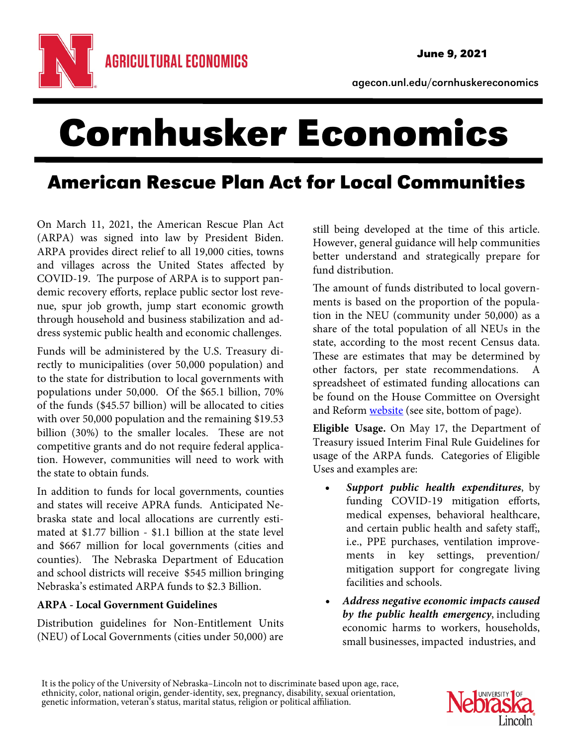# Cornhusker Economics

## American Rescue Plan Act for Local Communities

On March 11, 2021, the American Rescue Plan Act (ARPA) was signed into law by President Biden. ARPA provides direct relief to all 19,000 cities, towns and villages across the United States affected by COVID-19. The purpose of ARPA is to support pandemic recovery efforts, replace public sector lost revenue, spur job growth, jump start economic growth through household and business stabilization and address systemic public health and economic challenges.

Funds will be administered by the U.S. Treasury directly to municipalities (over 50,000 population) and to the state for distribution to local governments with populations under 50,000. Of the $65.1 billion, 70% of the funds ($45.57 billion) will be allocated to cities with over 50,000 population and the remaining $19.53 billion (30%) to the smaller locales. These are not competitive grants and do not require federal application. However, communities will need to work with the state to obtain funds.

In addition to funds for local governments, counties and states will receive APRA funds. Anticipated Nebraska state and local allocations are currently estimated at $1.77 billion - $1.1 billion at the state level and $667 million for local governments (cities and counties). The Nebraska Department of Education and school districts will receive $545 million bringing Nebraska's estimated ARPA funds to $2.3 Billion.

**ARPA - Local Government Guidelines**

Distribution guidelines for Non-Entitlement Units (NEU) of Local Governments (cities under 50,000) are still being developed at the time of this article. However, general guidance will help communities better understand and strategically prepare for fund distribution.

The amount of funds distributed to local governments is based on the proportion of the population in the NEU (community under 50,000) as a share of the total population of all NEUs in the state, according to the most recent Census data. These are estimates that may be determined by other factors, per state recommendations. A spreadsheet of estimated funding allocations can be found on the House Committee on Oversight and Reform website (see site, bottom of page).

**Eligible Usage.** On May 17, the Department of Treasury issued Interim Final Rule Guidelines for usage of the ARPA funds. Categories of Eligible Uses and examples are:

- ***Support public health expenditures***, by funding COVID-19 mitigation efforts, medical expenses, behavioral healthcare, and certain public health and safety staff;, i.e., PPE purchases, ventilation improvements in key settings, prevention/ mitigation support for congregate living facilities and schools.
- ***Address negative economic impacts caused by the public health emergency***, including economic harms to workers, households, small businesses, impacted industries, and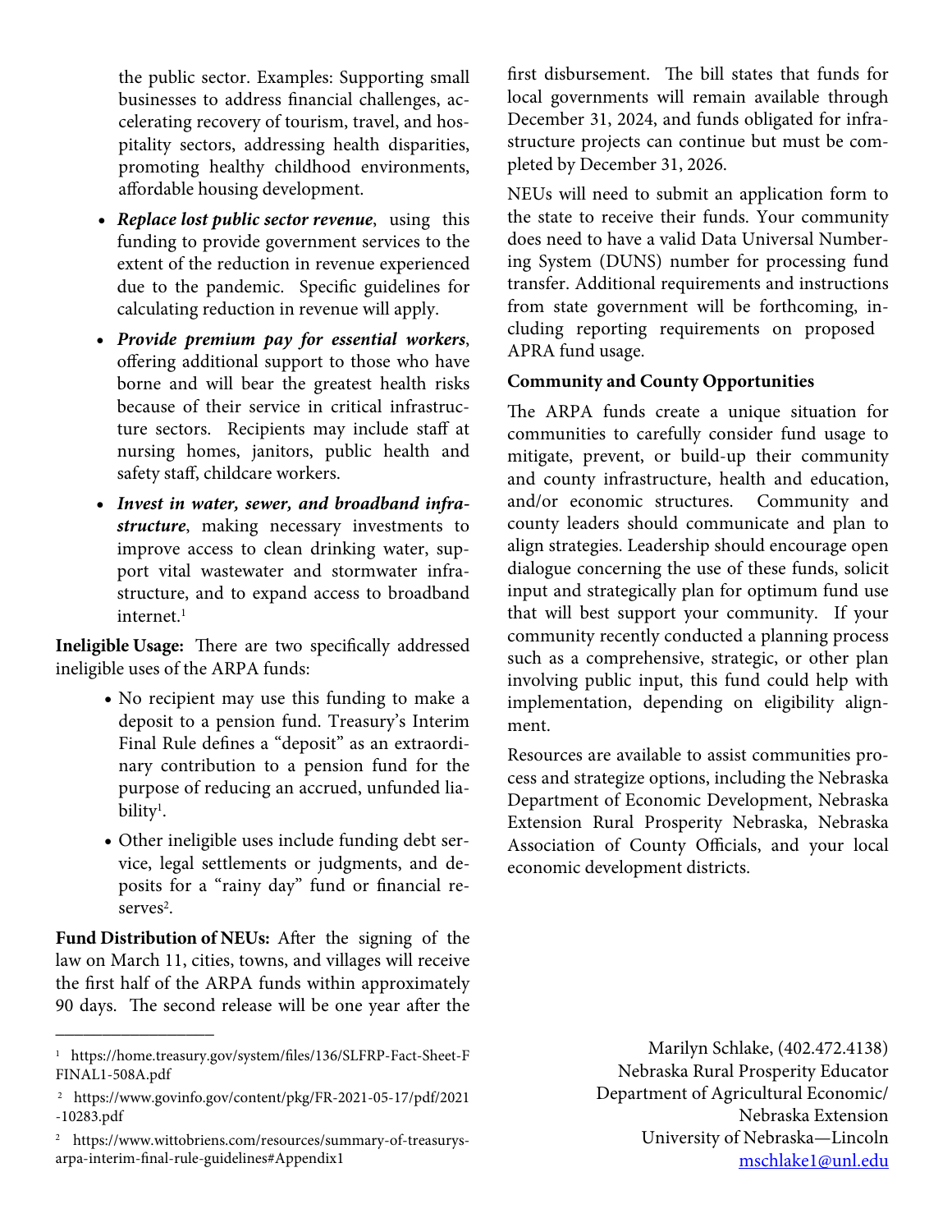the public sector. Examples: Supporting small businesses to address financial challenges, accelerating recovery of tourism, travel, and hospitality sectors, addressing health disparities, promoting healthy childhood environments, affordable housing development.

- ***Replace lost public sector revenue***, using this funding to provide government services to the extent of the reduction in revenue experienced due to the pandemic. Specific guidelines for calculating reduction in revenue will apply.
- ***Provide premium pay for essential workers***, offering additional support to those who have borne and will bear the greatest health risks because of their service in critical infrastructure sectors. Recipients may include staff at nursing homes, janitors, public health and safety staff, childcare workers.
- ***Invest in water, sewer, and broadband infrastructure***, making necessary investments to improve access to clean drinking water, support vital wastewater and stormwater infrastructure, and to expand access to broadband internet.[1]

**Ineligible Usage:** There are two specifically addressed ineligible uses of the ARPA funds:

- No recipient may use this funding to make a deposit to a pension fund. Treasury's Interim Final Rule defines a "deposit" as an extraordinary contribution to a pension fund for the purpose of reducing an accrued, unfunded liability[1].
- Other ineligible uses include funding debt service, legal settlements or judgments, and deposits for a "rainy day" fund or financial reserves[2].

**Fund Distribution of NEUs:** After the signing of the law on March 11, cities, towns, and villages will receive the first half of the ARPA funds within approximately 90 days. The second release will be one year after the first disbursement. The bill states that funds for local governments will remain available through December 31, 2024, and funds obligated for infrastructure projects can continue but must be completed by December 31, 2026.

NEUs will need to submit an application form to the state to receive their funds. Your community does need to have a valid Data Universal Numbering System (DUNS) number for processing fund transfer. Additional requirements and instructions from state government will be forthcoming, including reporting requirements on proposed APRA fund usage.

**Community and County Opportunities**

The ARPA funds create a unique situation for communities to carefully consider fund usage to mitigate, prevent, or build-up their community and county infrastructure, health and education, and/or economic structures. Community and county leaders should communicate and plan to align strategies. Leadership should encourage open dialogue concerning the use of these funds, solicit input and strategically plan for optimum fund use that will best support your community. If your community recently conducted a planning process such as a comprehensive, strategic, or other plan involving public input, this fund could help with implementation, depending on eligibility alignment.

Resources are available to assist communities process and strategize options, including the Nebraska Department of Economic Development, Nebraska Extension Rural Prosperity Nebraska, Nebraska Association of County Officials, and your local economic development districts.

Marilyn Schlake, (402.472.4138)
Nebraska Rural Prosperity Educator
Department of Agricultural Economic/
Nebraska Extension
University of Nebraska—Lincoln
mschlake1@unl.edu

---

[1] https://home.treasury.gov/system/files/136/SLFRP-Fact-Sheet-FINAL1-508A.pdf

[2] https://www.govinfo.gov/content/pkg/FR-2021-05-17/pdf/2021-10283.pdf

[2] https://www.wittobriens.com/resources/summary-of-treasurys-arpa-interim-final-rule-guidelines#Appendix1